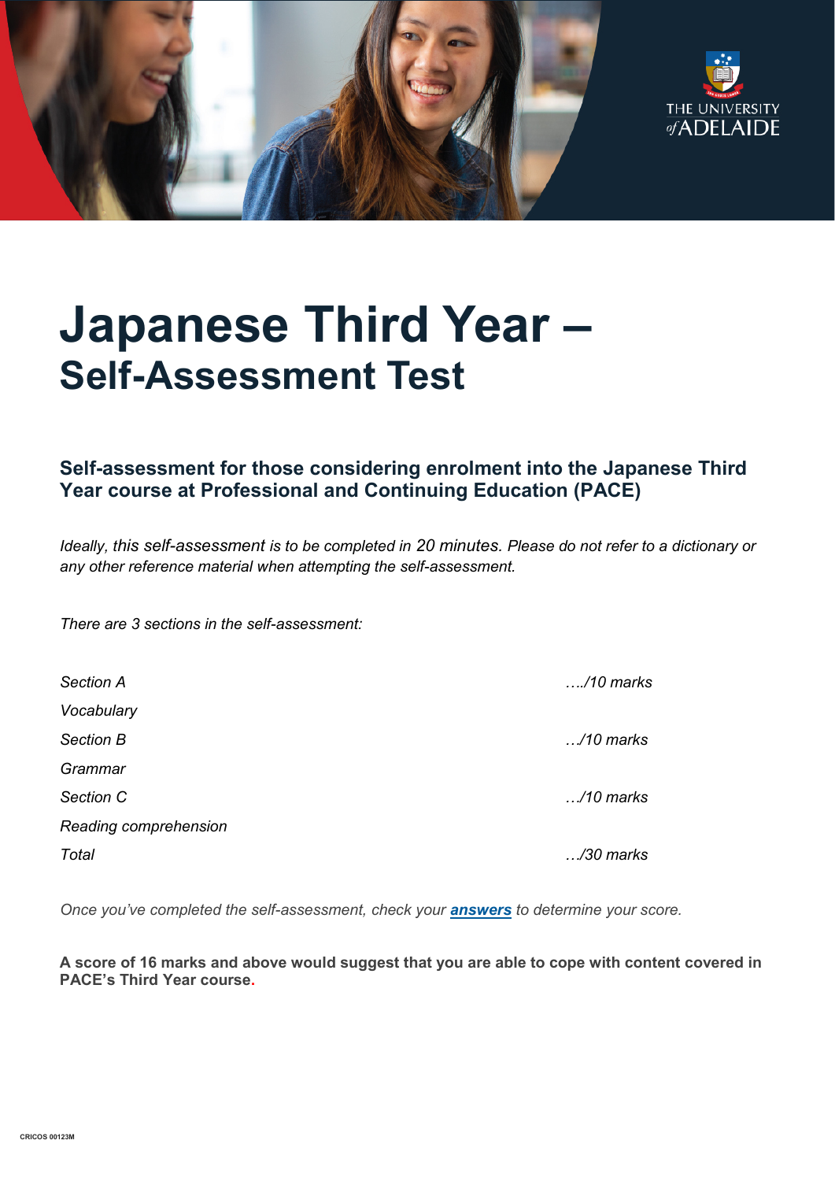# Japanese Third Year –
## Self-Assessment Test

### Self-assessment for those considering enrolment into the Japanese Third Year course at Professional and Continuing Education (PACE)

*Ideally, this self-assessment is to be completed in 20 minutes. Please do not refer to a dictionary or any other reference material when attempting the self-assessment.*

*There are 3 sections in the self-assessment:*

| | |
|---|---|
| *Section A* | *…./10 marks* |
| *Vocabulary* | |
| *Section B* | *…/10 marks* |
| *Grammar* | |
| *Section C* | *…/10 marks* |
| *Reading comprehension* | |
| *Total* | *…/30 marks* |

*Once you've completed the self-assessment, check your* ***answers*** *to determine your score.*

**A score of 16 marks and above would suggest that you are able to cope with content covered in PACE's Third Year course.**

CRICOS 00123M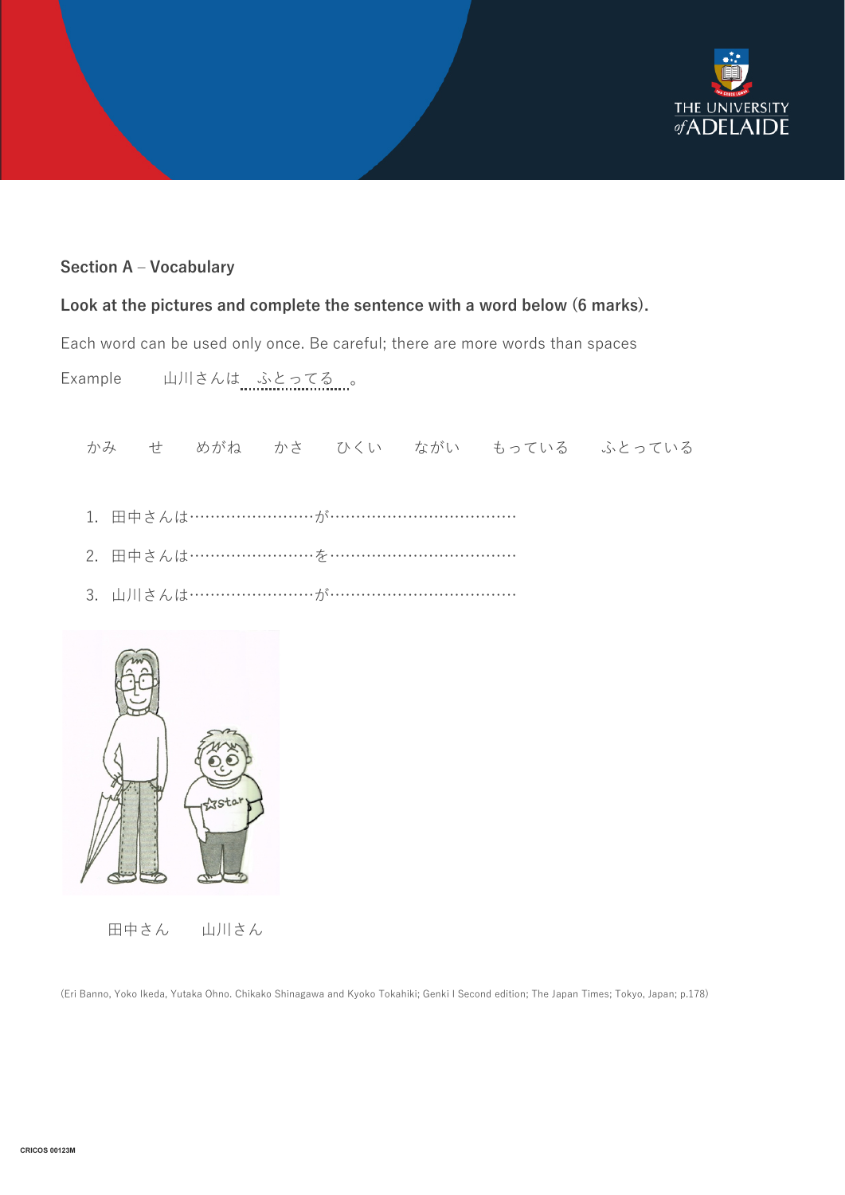**Section A – Vocabulary**

**Look at the pictures and complete the sentence with a word below (6 marks).**

Each word can be used only once. Be careful; there are more words than spaces

Example　　山川さんは　ふとってる　。

かみ　　せ　　めがね　　かさ　　ひくい　　ながい　　もっている　　ふとっている

1. 田中さんは……………………が………………………………
2. 田中さんは……………………を………………………………
3. 山川さんは……………………が………………………………

田中さん　　山川さん

(Eri Banno, Yoko Ikeda, Yutaka Ohno. Chikako Shinagawa and Kyoko Tokahiki; Genki I Second edition; The Japan Times; Tokyo, Japan; p.178)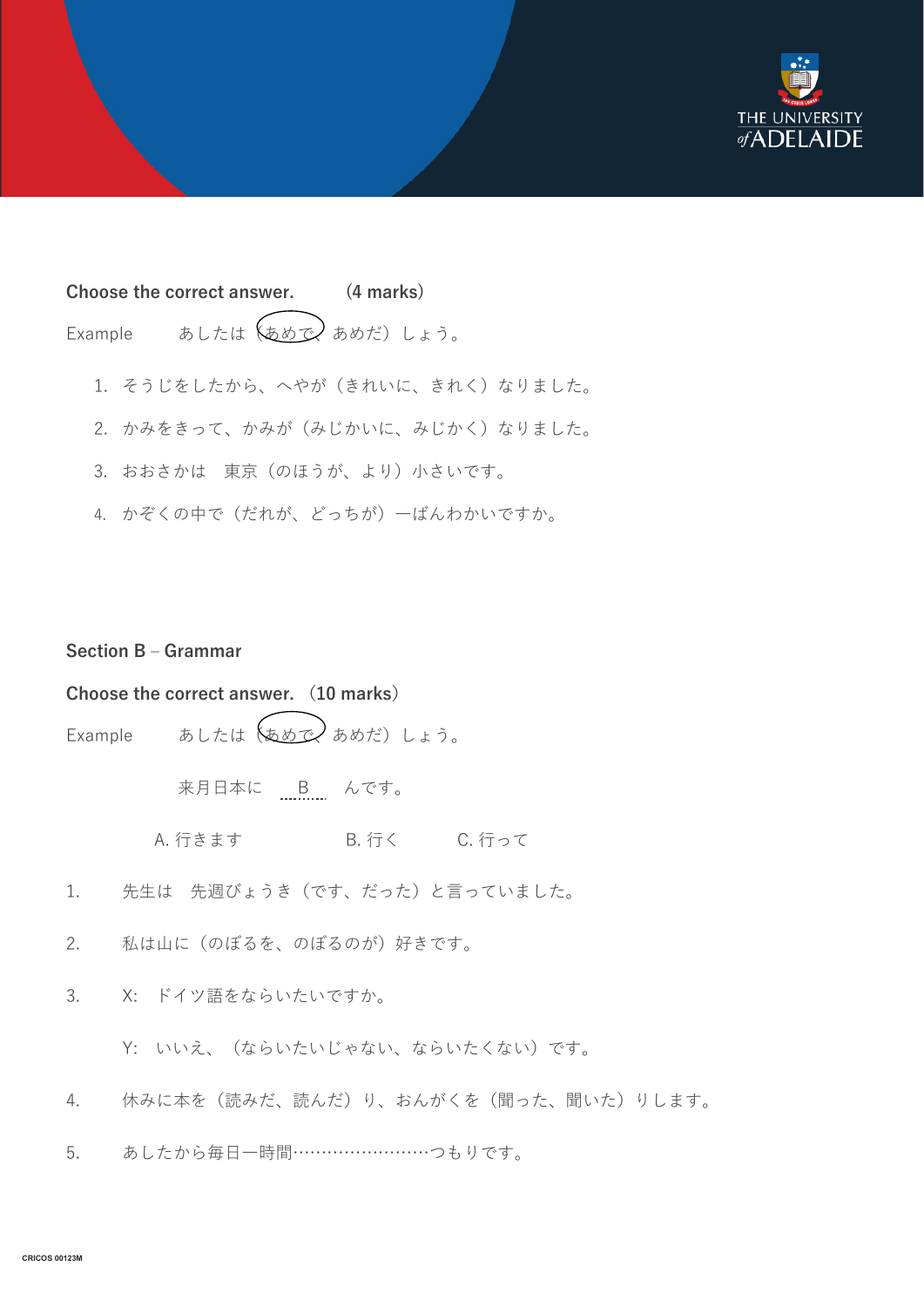**Choose the correct answer.** **(4 marks)**

Example　　あしたは（あめで、あめだ）しょう。

1. そうじをしたから、へやが（きれいに、きれく）なりました。
2. かみをきって、かみが（みじかいに、みじかく）なりました。
3. おおさかは　東京（のほうが、より）小さいです。
4. かぞくの中で（だれが、どっちが）一ばんわかいですか。

**Section B – Grammar**

**Choose the correct answer.（10 marks）**

Example　　あしたは（あめで、あめだ）しょう。

来月日本に　B　んです。

A. 行きます　　B. 行く　　C. 行って

1. 先生は　先週びょうき（です、だった）と言っていました。
2. 私は山に（のぼるを、のぼるのが）好きです。
3. X:　ドイツ語をならいたいですか。

   Y:　いいえ、（ならいたいじゃない、ならいたくない）です。
4. 休みに本を（読みだ、読んだ）り、おんがくを（聞った、聞いた）りします。
5. あしたから毎日一時間……………………つもりです。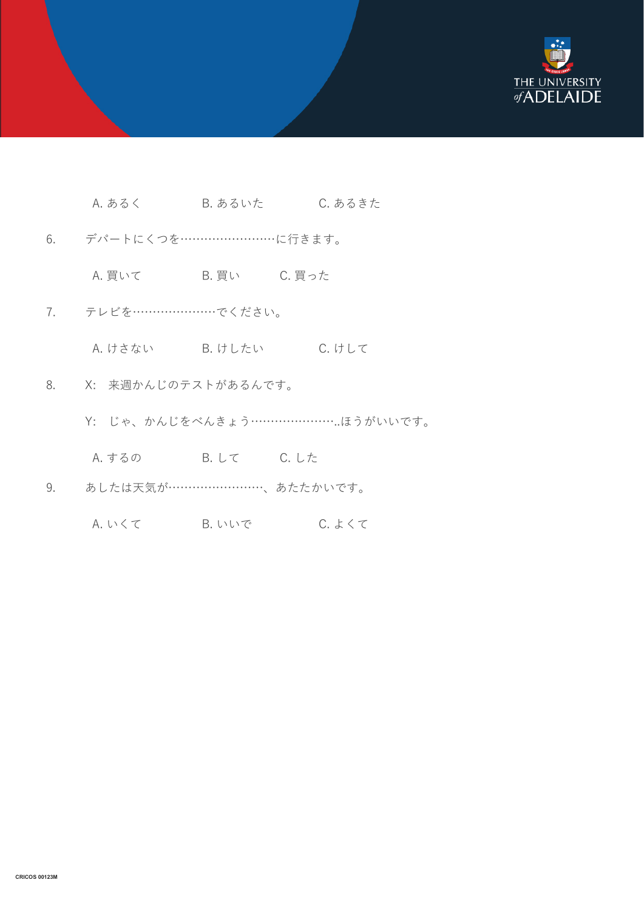A. あるく　　B. あるいた　　C. あるきた

6. デパートにくつを……………………に行きます。

A. 買いて　　B. 買い　　C. 買った

7. テレビを…………………でください。

A. けさない　　B. けしたい　　C. けして

8. X: 来週かんじのテストがあるんです。

Y: じゃ、かんじをべんきょう…………………..ほうがいいです。

A. するの　　B. して　　C. した

9. あしたは天気が……………………、あたたかいです。

A. いくて　　B. いいで　　C. よくて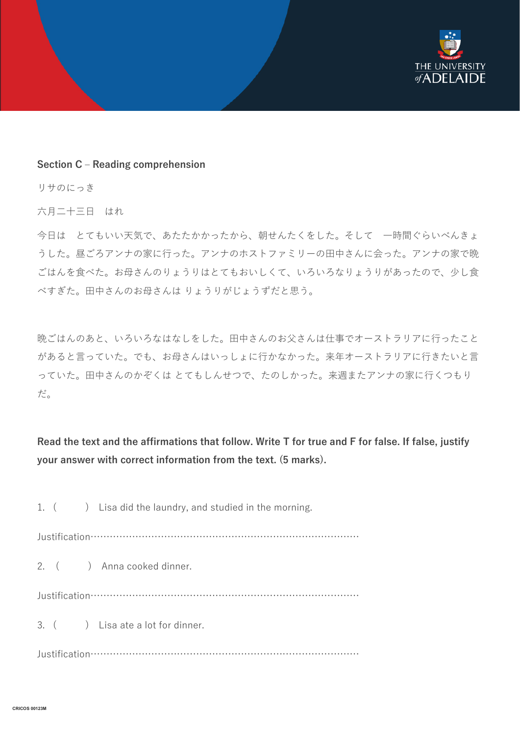**Section C – Reading comprehension**

リサのにっき

六月二十三日　はれ

今日は　とてもいい天気で、あたたかかったから、朝せんたくをした。そして　一時間ぐらいべんきょうした。昼ごろアンナの家に行った。アンナのホストファミリーの田中さんに会った。アンナの家で晩ごはんを食べた。お母さんのりょうりはとてもおいしくて、いろいろなりょうりがあったので、少し食べすぎた。田中さんのお母さんは りょうりがじょうずだと思う。

晩ごはんのあと、いろいろなはなしをした。田中さんのお父さんは仕事でオーストラリアに行ったことがあると言っていた。でも、お母さんはいっしょに行かなかった。来年オーストラリアに行きたいと言っていた。田中さんのかぞくは とてもしんせつで、たのしかった。来週またアンナの家に行くつもりだ。

**Read the text and the affirmations that follow. Write T for true and F for false. If false, justify your answer with correct information from the text. (5 marks).**

1. (　　) Lisa did the laundry, and studied in the morning.

Justification…………………………………………………………………………

2. (　　) Anna cooked dinner.

Justification…………………………………………………………………………

3. (　　) Lisa ate a lot for dinner.

Justification…………………………………………………………………………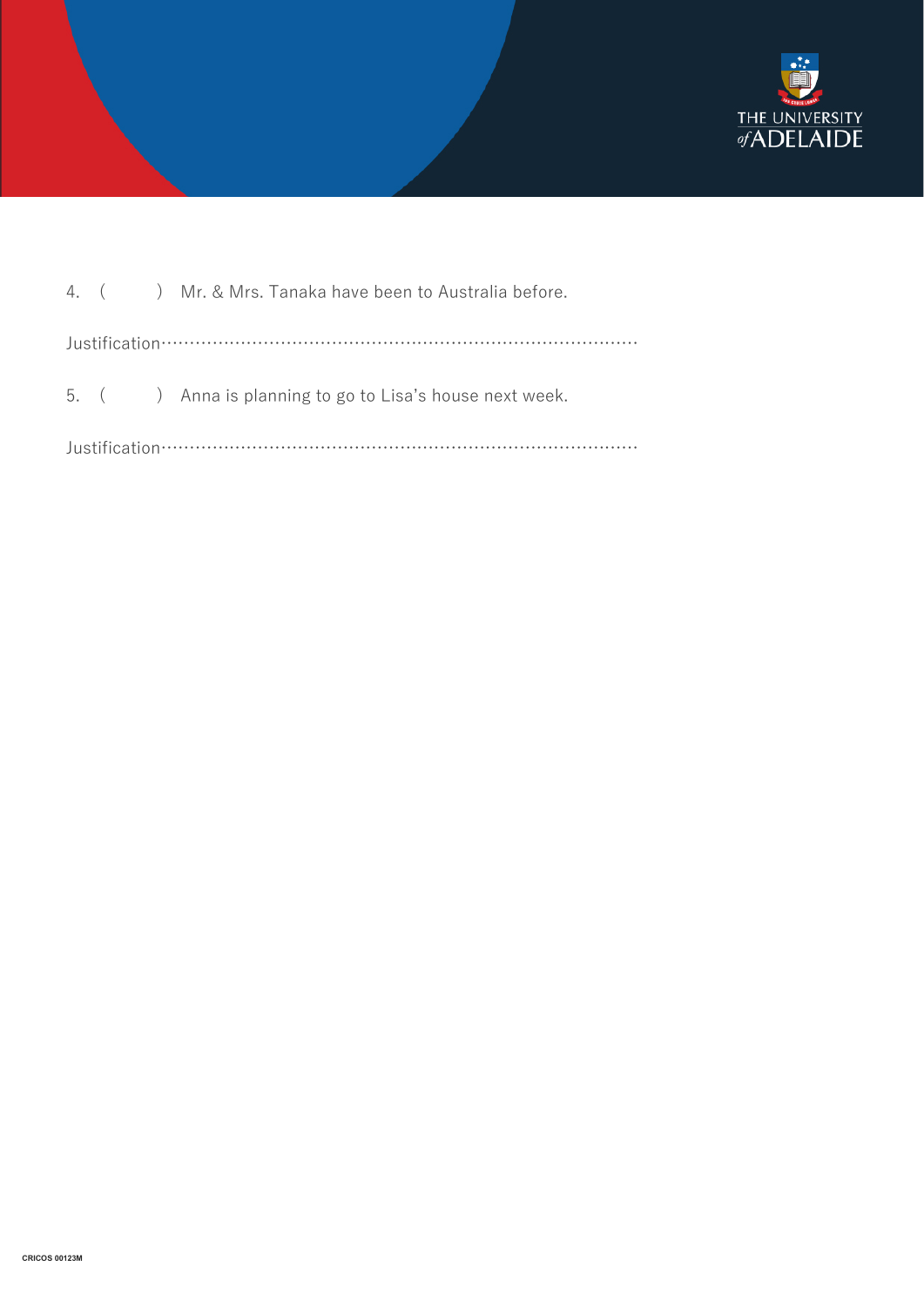4. (　　) Mr. & Mrs. Tanaka have been to Australia before.

Justification………………………………………………………………………………

5. (　　) Anna is planning to go to Lisa's house next week.

Justification………………………………………………………………………………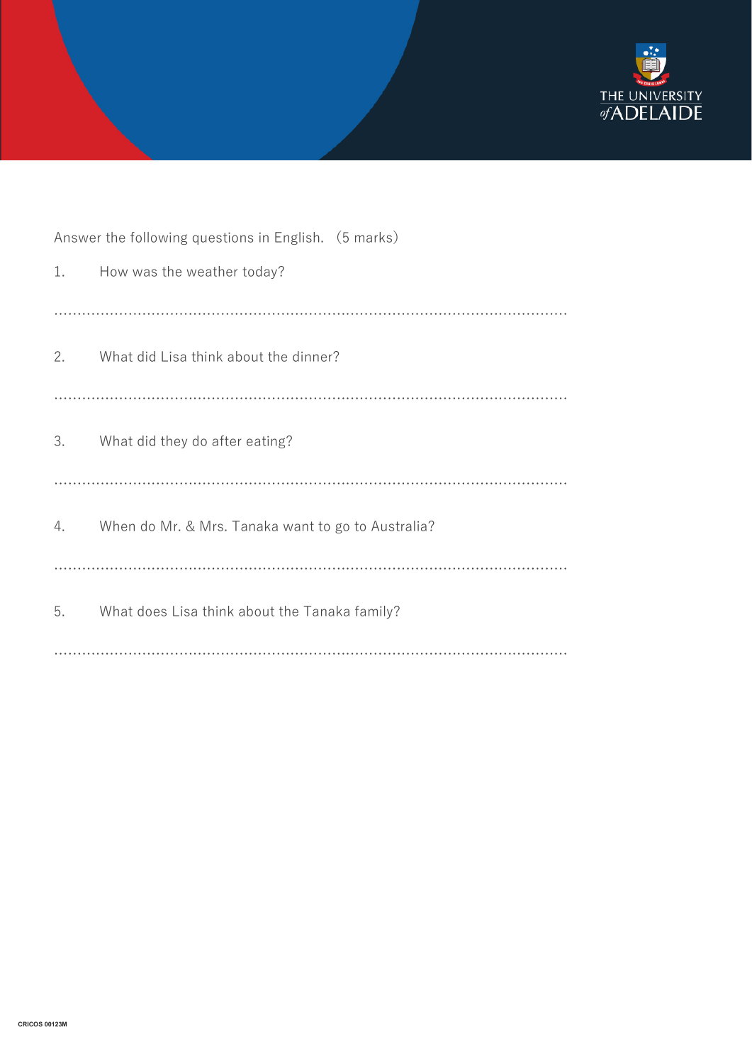Answer the following questions in English. （5 marks）

1. How was the weather today?

…………………………………………………………………………………………………

2. What did Lisa think about the dinner?

…………………………………………………………………………………………………

3. What did they do after eating?

…………………………………………………………………………………………………

4. When do Mr. & Mrs. Tanaka want to go to Australia?

…………………………………………………………………………………………………

5. What does Lisa think about the Tanaka family?

…………………………………………………………………………………………………